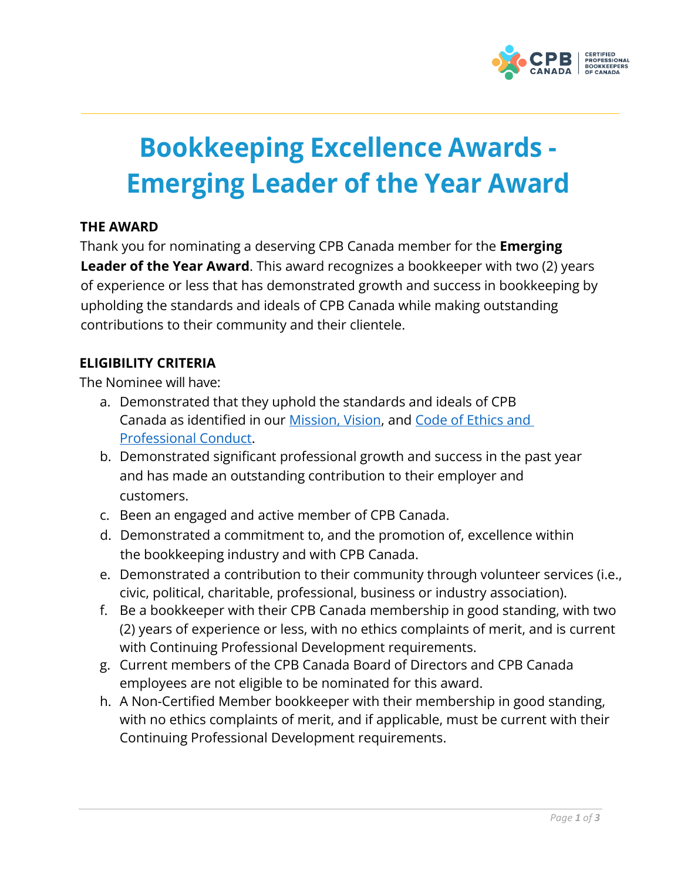# Bookkeeping Excellence Awards - Emerging Leader of the Year Award

## THE AWARD

Thank you for nominating a deserving CPB Canada member for the **Emerging Leader of the Year Award**. This award recognizes a bookkeeper with two (2) years of experience or less that has demonstrated growth and success in bookkeeping by upholding the standards and ideals of CPB Canada while making outstanding contributions to their community and their clientele.

## ELIGIBILITY CRITERIA

The Nominee will have:

a. Demonstrated that they uphold the standards and ideals of CPB Canada as identified in our Mission, Vision, and Code of Ethics and Professional Conduct.

b. Demonstrated significant professional growth and success in the past year and has made an outstanding contribution to their employer and customers.

c. Been an engaged and active member of CPB Canada.

d. Demonstrated a commitment to, and the promotion of, excellence within the bookkeeping industry and with CPB Canada.

e. Demonstrated a contribution to their community through volunteer services (i.e., civic, political, charitable, professional, business or industry association).

f. Be a bookkeeper with their CPB Canada membership in good standing, with two (2) years of experience or less, with no ethics complaints of merit, and is current with Continuing Professional Development requirements.

g. Current members of the CPB Canada Board of Directors and CPB Canada employees are not eligible to be nominated for this award.

h. A Non-Certified Member bookkeeper with their membership in good standing, with no ethics complaints of merit, and if applicable, must be current with their Continuing Professional Development requirements.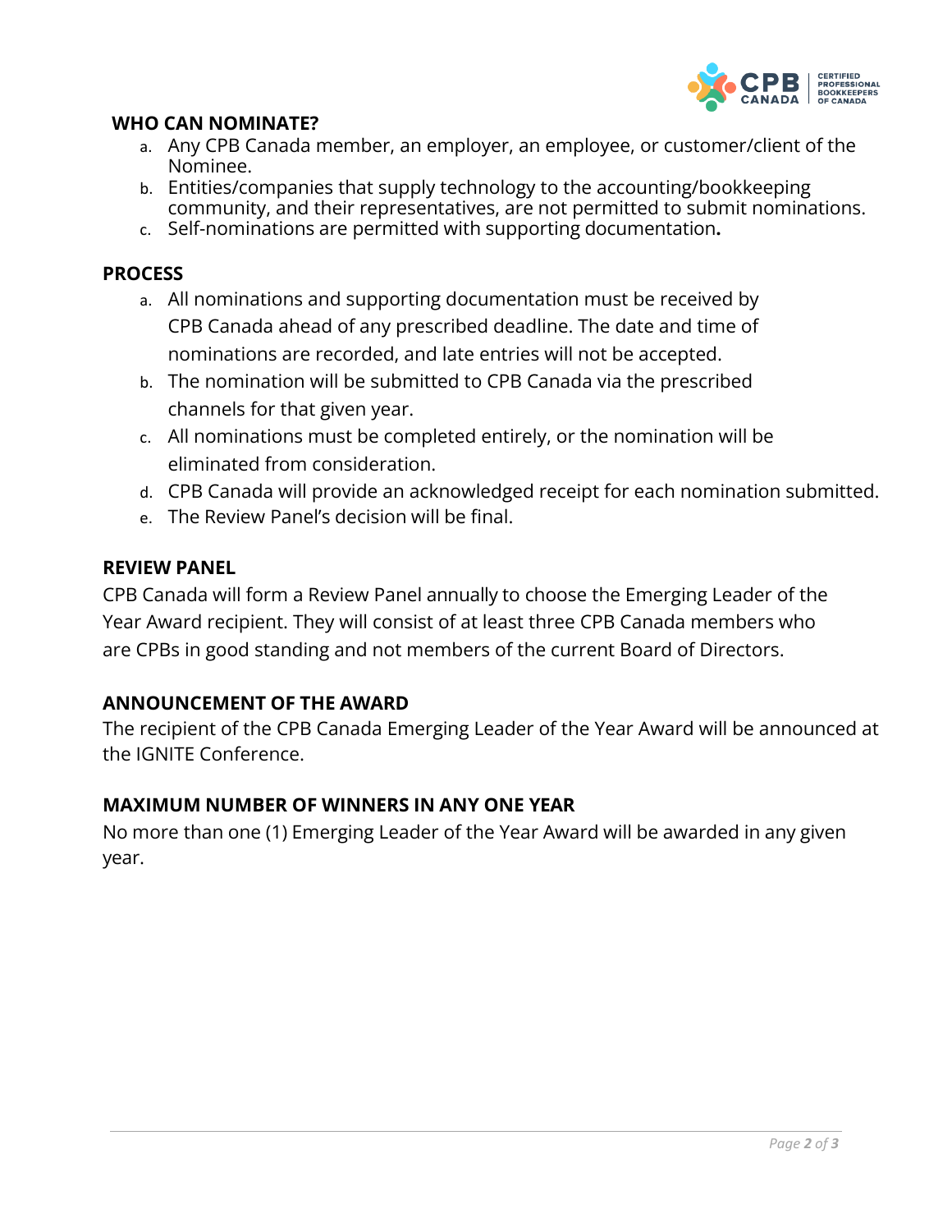## WHO CAN NOMINATE?

a. Any CPB Canada member, an employer, an employee, or customer/client of the Nominee.
b. Entities/companies that supply technology to the accounting/bookkeeping community, and their representatives, are not permitted to submit nominations.
c. Self-nominations are permitted with supporting documentation**.**

## PROCESS

a. All nominations and supporting documentation must be received by CPB Canada ahead of any prescribed deadline. The date and time of nominations are recorded, and late entries will not be accepted.
b. The nomination will be submitted to CPB Canada via the prescribed channels for that given year.
c. All nominations must be completed entirely, or the nomination will be eliminated from consideration.
d. CPB Canada will provide an acknowledged receipt for each nomination submitted.
e. The Review Panel's decision will be final.

## REVIEW PANEL

CPB Canada will form a Review Panel annually to choose the Emerging Leader of the Year Award recipient. They will consist of at least three CPB Canada members who are CPBs in good standing and not members of the current Board of Directors.

## ANNOUNCEMENT OF THE AWARD

The recipient of the CPB Canada Emerging Leader of the Year Award will be announced at the IGNITE Conference.

## MAXIMUM NUMBER OF WINNERS IN ANY ONE YEAR

No more than one (1) Emerging Leader of the Year Award will be awarded in any given year.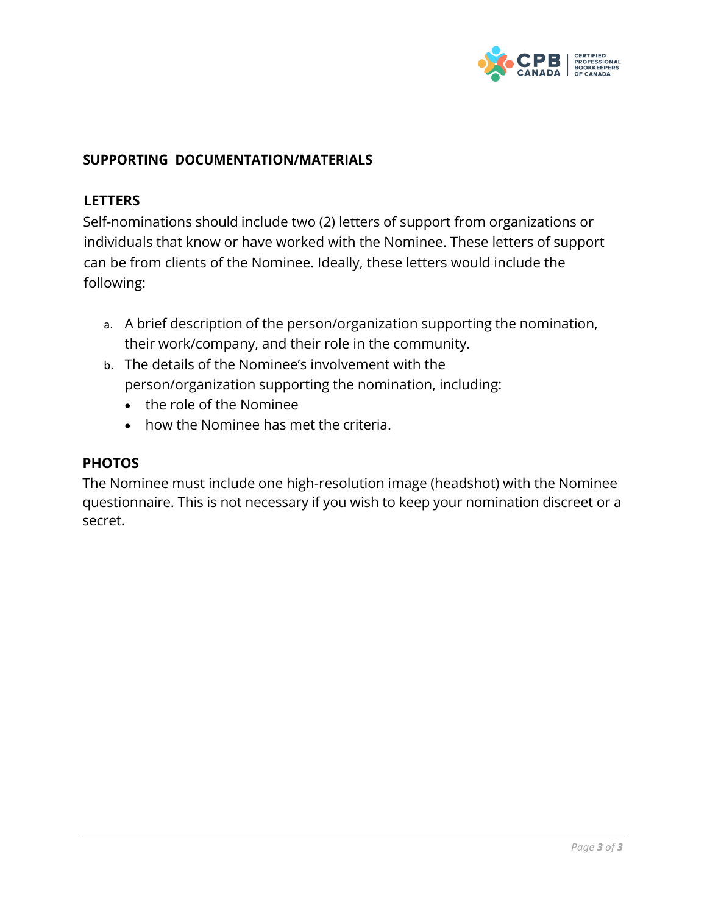## SUPPORTING DOCUMENTATION/MATERIALS

### LETTERS

Self-nominations should include two (2) letters of support from organizations or individuals that know or have worked with the Nominee. These letters of support can be from clients of the Nominee. Ideally, these letters would include the following:

a. A brief description of the person/organization supporting the nomination, their work/company, and their role in the community.
b. The details of the Nominee's involvement with the person/organization supporting the nomination, including:
   - the role of the Nominee
   - how the Nominee has met the criteria.

### PHOTOS

The Nominee must include one high-resolution image (headshot) with the Nominee questionnaire. This is not necessary if you wish to keep your nomination discreet or a secret.